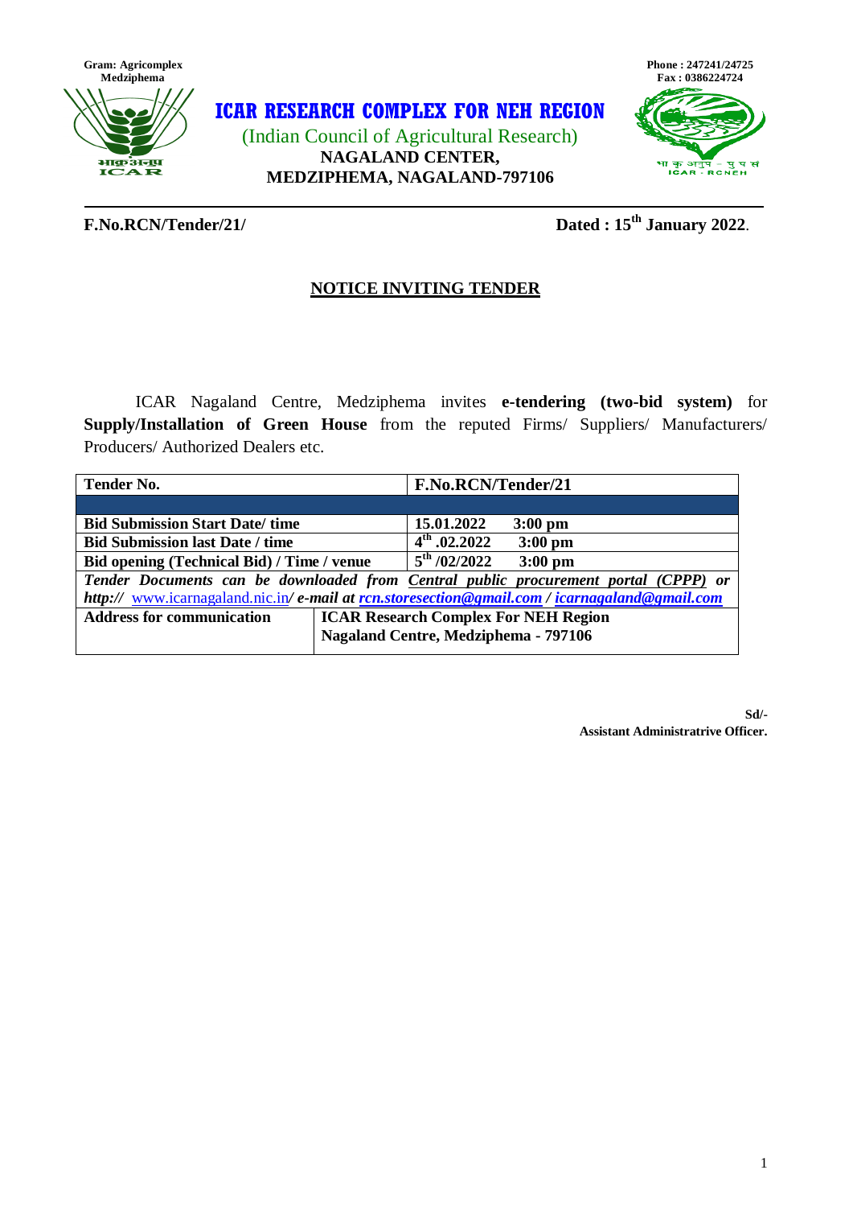Gram: Agricomplex
Medziphema

Phone : 247241/24725
Fax : 0386224724

# ICAR RESEARCH COMPLEX FOR NEH REGION

(Indian Council of Agricultural Research)

**NAGALAND CENTER,**
**MEDZIPHEMA, NAGALAND-797106**

---

**F.No.RCN/Tender/21/** **Dated : 15th January 2022**.

## NOTICE INVITING TENDER

ICAR Nagaland Centre, Medziphema invites **e-tendering (two-bid system)** for **Supply/Installation of Green House** from the reputed Firms/ Suppliers/ Manufacturers/ Producers/ Authorized Dealers etc.

| **Tender No.** | **F.No.RCN/Tender/21** |
|---|---|
| | |
| **Bid Submission Start Date/ time** | **15.01.2022 3:00 pm** |
| **Bid Submission last Date / time** | **4th .02.2022 3:00 pm** |
| **Bid opening (Technical Bid) / Time / venue** | **5th /02/2022 3:00 pm** |
| ***Tender Documents can be downloaded from Central public procurement portal (CPPP) or http:// www.icarnagaland.nic.in/ e-mail at rcn.storesection@gmail.com / icarnagaland@gmail.com*** | |
| **Address for communication** | **ICAR Research Complex For NEH Region Nagaland Centre, Medziphema - 797106** |

**Sd/-**
**Assistant Administratrive Officer.**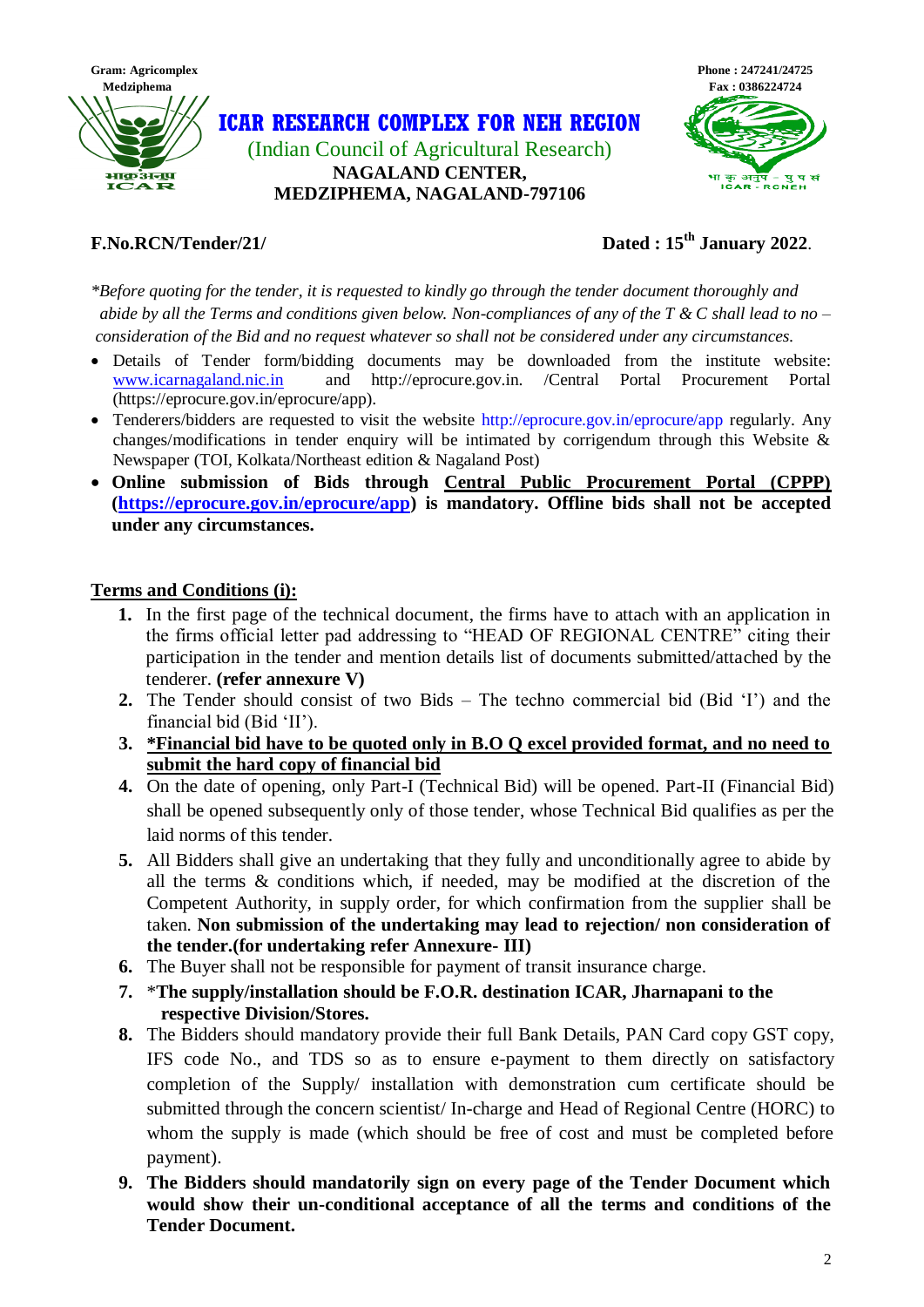Gram: Agricomplex
Medziphema

Phone : 247241/24725
Fax : 0386224724

# ICAR RESEARCH COMPLEX FOR NEH REGION

(Indian Council of Agricultural Research)

**NAGALAND CENTER,**
**MEDZIPHEMA, NAGALAND-797106**

**F.No.RCN/Tender/21/** **Dated : 15th January 2022**.

*\*Before quoting for the tender, it is requested to kindly go through the tender document thoroughly and abide by all the Terms and conditions given below. Non-compliances of any of the T & C shall lead to no – consideration of the Bid and no request whatever so shall not be considered under any circumstances.*

- Details of Tender form/bidding documents may be downloaded from the institute website: www.icarnagaland.nic.in and http://eprocure.gov.in. /Central Portal Procurement Portal (https://eprocure.gov.in/eprocure/app).
- Tenderers/bidders are requested to visit the website http://eprocure.gov.in/eprocure/app regularly. Any changes/modifications in tender enquiry will be intimated by corrigendum through this Website & Newspaper (TOI, Kolkata/Northeast edition & Nagaland Post)
- **Online submission of Bids through Central Public Procurement Portal (CPPP) (https://eprocure.gov.in/eprocure/app) is mandatory. Offline bids shall not be accepted under any circumstances.**

## Terms and Conditions (i):

1. In the first page of the technical document, the firms have to attach with an application in the firms official letter pad addressing to "HEAD OF REGIONAL CENTRE" citing their participation in the tender and mention details list of documents submitted/attached by the tenderer. **(refer annexure V)**
2. The Tender should consist of two Bids – The techno commercial bid (Bid 'I') and the financial bid (Bid 'II').
3. **\*Financial bid have to be quoted only in B.O Q excel provided format, and no need to submit the hard copy of financial bid**
4. On the date of opening, only Part-I (Technical Bid) will be opened. Part-II (Financial Bid) shall be opened subsequently only of those tender, whose Technical Bid qualifies as per the laid norms of this tender.
5. All Bidders shall give an undertaking that they fully and unconditionally agree to abide by all the terms & conditions which, if needed, may be modified at the discretion of the Competent Authority, in supply order, for which confirmation from the supplier shall be taken. **Non submission of the undertaking may lead to rejection/ non consideration of the tender.(for undertaking refer Annexure- III)**
6. The Buyer shall not be responsible for payment of transit insurance charge.
7. \***The supply/installation should be F.O.R. destination ICAR, Jharnapani to the respective Division/Stores.**
8. The Bidders should mandatory provide their full Bank Details, PAN Card copy GST copy, IFS code No., and TDS so as to ensure e-payment to them directly on satisfactory completion of the Supply/ installation with demonstration cum certificate should be submitted through the concern scientist/ In-charge and Head of Regional Centre (HORC) to whom the supply is made (which should be free of cost and must be completed before payment).
9. **The Bidders should mandatorily sign on every page of the Tender Document which would show their un-conditional acceptance of all the terms and conditions of the Tender Document.**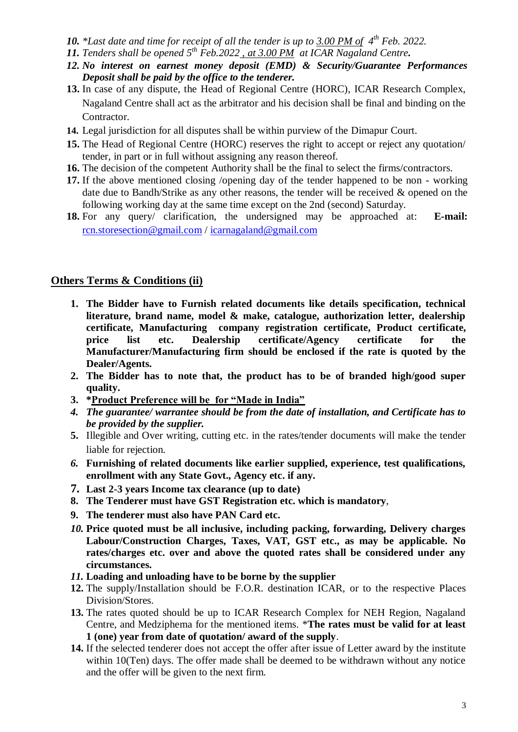10. *\*Last date and time for receipt of all the tender is up to <u>3.00 PM of</u> 4th Feb. 2022.*
11. *Tenders shall be opened 5th Feb.2022 <u>, at 3.00 PM</u> at ICAR Nagaland Centre.*
12. ***No interest on earnest money deposit (EMD) & Security/Guarantee Performances Deposit shall be paid by the office to the tenderer.***
13. In case of any dispute, the Head of Regional Centre (HORC), ICAR Research Complex, Nagaland Centre shall act as the arbitrator and his decision shall be final and binding on the Contractor.
14. Legal jurisdiction for all disputes shall be within purview of the Dimapur Court.
15. The Head of Regional Centre (HORC) reserves the right to accept or reject any quotation/ tender, in part or in full without assigning any reason thereof.
16. The decision of the competent Authority shall be the final to select the firms/contractors.
17. If the above mentioned closing /opening day of the tender happened to be non - working date due to Bandh/Strike as any other reasons, the tender will be received & opened on the following working day at the same time except on the 2nd (second) Saturday.
18. For any query/ clarification, the undersigned may be approached at: **E-mail:** rcn.storesection@gmail.com / icarnagaland@gmail.com

## Others Terms & Conditions (ii)

1. **The Bidder have to Furnish related documents like details specification, technical literature, brand name, model & make, catalogue, authorization letter, dealership certificate, Manufacturing company registration certificate, Product certificate, price list etc. Dealership certificate/Agency certificate for the Manufacturer/Manufacturing firm should be enclosed if the rate is quoted by the Dealer/Agents.**
2. **The Bidder has to note that, the product has to be of branded high/good super quality.**
3. **\*<u>Product Preference will be for "Made in India"</u>**
4. ***The guarantee/ warrantee should be from the date of installation, and Certificate has to be provided by the supplier.***
5. Illegible and Over writing, cutting etc. in the rates/tender documents will make the tender liable for rejection.
6. **Furnishing of related documents like earlier supplied, experience, test qualifications, enrollment with any State Govt., Agency etc. if any.**
7. **Last 2-3 years Income tax clearance (up to date)**
8. **The Tenderer must have GST Registration etc. which is mandatory**,
9. **The tenderer must also have PAN Card etc.**
10. **Price quoted must be all inclusive, including packing, forwarding, Delivery charges Labour/Construction Charges, Taxes, VAT, GST etc., as may be applicable. No rates/charges etc. over and above the quoted rates shall be considered under any circumstances.**
11. **Loading and unloading have to be borne by the supplier**
12. The supply/Installation should be F.O.R. destination ICAR, or to the respective Places Division/Stores.
13. The rates quoted should be up to ICAR Research Complex for NEH Region, Nagaland Centre, and Medziphema for the mentioned items. \***The rates must be valid for at least 1 (one) year from date of quotation/ award of the supply**.
14. If the selected tenderer does not accept the offer after issue of Letter award by the institute within 10(Ten) days. The offer made shall be deemed to be withdrawn without any notice and the offer will be given to the next firm.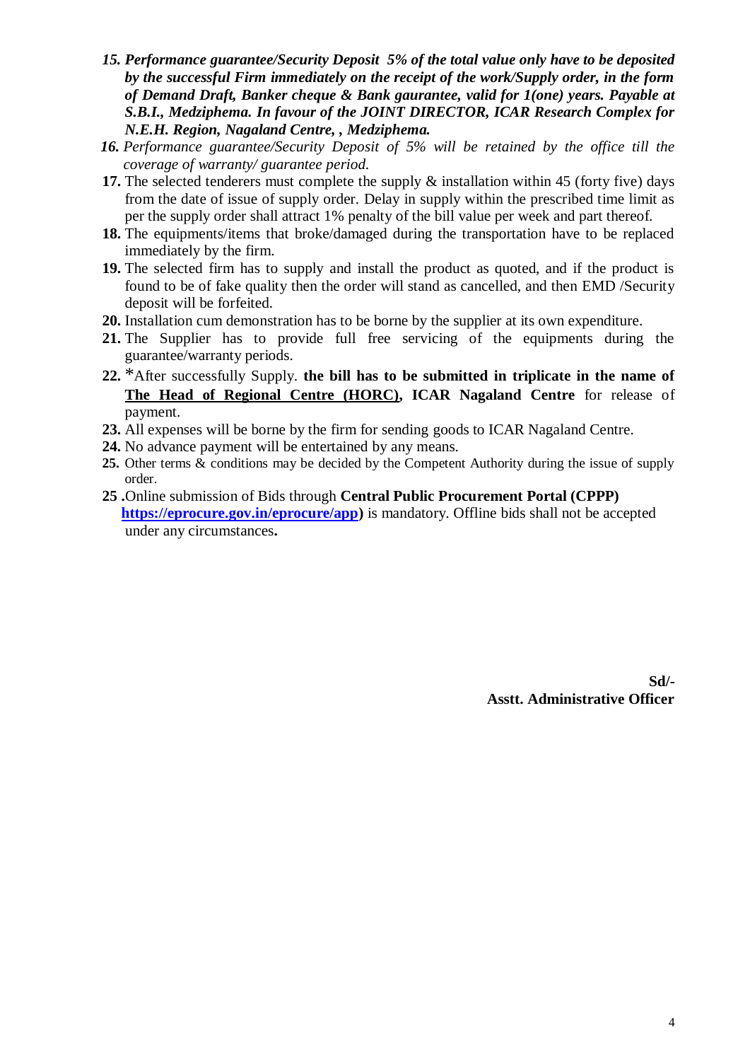15. ***Performance guarantee/Security Deposit 5% of the total value only have to be deposited by the successful Firm immediately on the receipt of the work/Supply order, in the form of Demand Draft, Banker cheque & Bank gaurantee, valid for 1(one) years. Payable at S.B.I., Medziphema. In favour of the JOINT DIRECTOR, ICAR Research Complex for N.E.H. Region, Nagaland Centre, , Medziphema.***
16. *Performance guarantee/Security Deposit of 5% will be retained by the office till the coverage of warranty/ guarantee period.*
17. The selected tenderers must complete the supply & installation within 45 (forty five) days from the date of issue of supply order. Delay in supply within the prescribed time limit as per the supply order shall attract 1% penalty of the bill value per week and part thereof.
18. The equipments/items that broke/damaged during the transportation have to be replaced immediately by the firm.
19. The selected firm has to supply and install the product as quoted, and if the product is found to be of fake quality then the order will stand as cancelled, and then EMD /Security deposit will be forfeited.
20. Installation cum demonstration has to be borne by the supplier at its own expenditure.
21. The Supplier has to provide full free servicing of the equipments during the guarantee/warranty periods.
22. *After successfully Supply. **the bill has to be submitted in triplicate in the name of <u>The Head of Regional Centre (HORC)</u>, ICAR Nagaland Centre** for release of payment.
23. All expenses will be borne by the firm for sending goods to ICAR Nagaland Centre.
24. No advance payment will be entertained by any means.
25. Other terms & conditions may be decided by the Competent Authority during the issue of supply order.

**25 .**Online submission of Bids through **Central Public Procurement Portal (CPPP) [https://eprocure.gov.in/eprocure/app](https://eprocure.gov.in/eprocure/app))** is mandatory. Offline bids shall not be accepted under any circumstances**.**

**Sd/-**
**Asstt. Administrative Officer**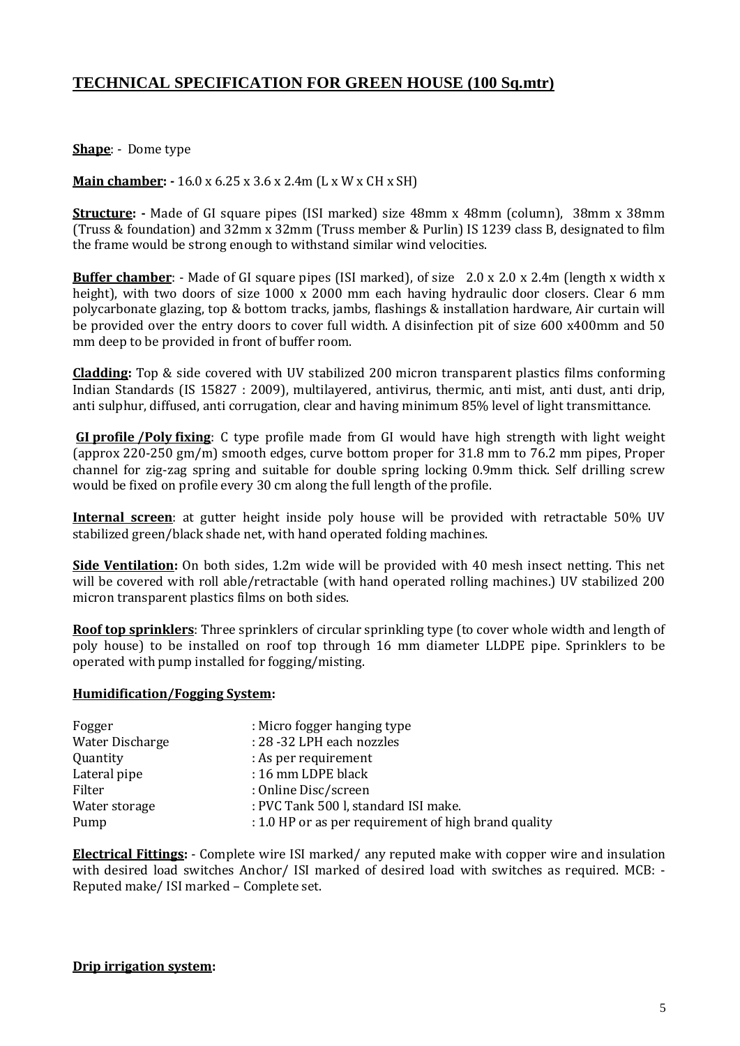## TECHNICAL SPECIFICATION FOR GREEN HOUSE (100 Sq.mtr)

**Shape**: - Dome type

**Main chamber: -** 16.0 x 6.25 x 3.6 x 2.4m (L x W x CH x SH)

**Structure: -** Made of GI square pipes (ISI marked) size 48mm x 48mm (column), 38mm x 38mm (Truss & foundation) and 32mm x 32mm (Truss member & Purlin) IS 1239 class B, designated to film the frame would be strong enough to withstand similar wind velocities.

**Buffer chamber**: - Made of GI square pipes (ISI marked), of size 2.0 x 2.0 x 2.4m (length x width x height), with two doors of size 1000 x 2000 mm each having hydraulic door closers. Clear 6 mm polycarbonate glazing, top & bottom tracks, jambs, flashings & installation hardware, Air curtain will be provided over the entry doors to cover full width. A disinfection pit of size 600 x400mm and 50 mm deep to be provided in front of buffer room.

**Cladding:** Top & side covered with UV stabilized 200 micron transparent plastics films conforming Indian Standards (IS 15827 : 2009), multilayered, antivirus, thermic, anti mist, anti dust, anti drip, anti sulphur, diffused, anti corrugation, clear and having minimum 85% level of light transmittance.

**GI profile /Poly fixing**: C type profile made from GI would have high strength with light weight (approx 220-250 gm/m) smooth edges, curve bottom proper for 31.8 mm to 76.2 mm pipes, Proper channel for zig-zag spring and suitable for double spring locking 0.9mm thick. Self drilling screw would be fixed on profile every 30 cm along the full length of the profile.

**Internal screen**: at gutter height inside poly house will be provided with retractable 50% UV stabilized green/black shade net, with hand operated folding machines.

**Side Ventilation:** On both sides, 1.2m wide will be provided with 40 mesh insect netting. This net will be covered with roll able/retractable (with hand operated rolling machines.) UV stabilized 200 micron transparent plastics films on both sides.

**Roof top sprinklers**: Three sprinklers of circular sprinkling type (to cover whole width and length of poly house) to be installed on roof top through 16 mm diameter LLDPE pipe. Sprinklers to be operated with pump installed for fogging/misting.

**Humidification/Fogging System:**

| | |
|---|---|
| Fogger | : Micro fogger hanging type |
| Water Discharge | : 28 -32 LPH each nozzles |
| Quantity | : As per requirement |
| Lateral pipe | : 16 mm LDPE black |
| Filter | : Online Disc/screen |
| Water storage | : PVC Tank 500 l, standard ISI make. |
| Pump | : 1.0 HP or as per requirement of high brand quality |

**Electrical Fittings:** - Complete wire ISI marked/ any reputed make with copper wire and insulation with desired load switches Anchor/ ISI marked of desired load with switches as required. MCB: - Reputed make/ ISI marked – Complete set.

**Drip irrigation system:**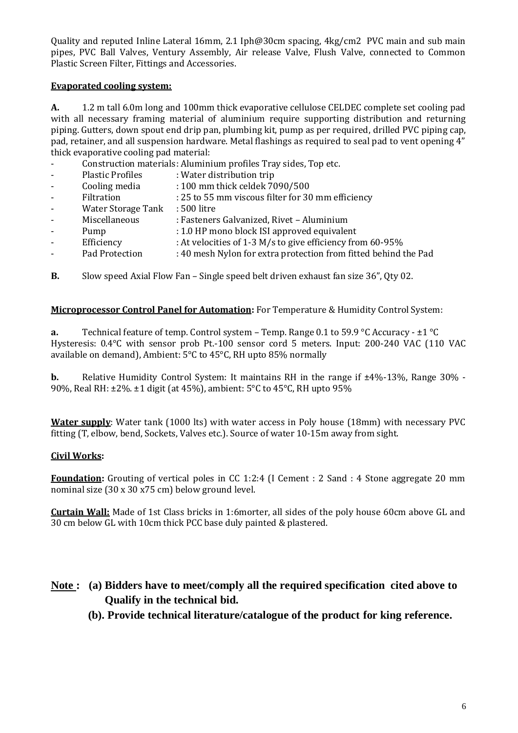Quality and reputed Inline Lateral 16mm, 2.1 Iph@30cm spacing, 4kg/cm2 PVC main and sub main pipes, PVC Ball Valves, Ventury Assembly, Air release Valve, Flush Valve, connected to Common Plastic Screen Filter, Fittings and Accessories.

**Evaporated cooling system:**

**A.** 1.2 m tall 6.0m long and 100mm thick evaporative cellulose CELDEC complete set cooling pad with all necessary framing material of aluminium require supporting distribution and returning piping. Gutters, down spout end drip pan, plumbing kit, pump as per required, drilled PVC piping cap, pad, retainer, and all suspension hardware. Metal flashings as required to seal pad to vent opening 4" thick evaporative cooling pad material:

- Construction materials : Aluminium profiles Tray sides, Top etc.
- Plastic Profiles : Water distribution trip
- Cooling media : 100 mm thick celdek 7090/500
- Filtration : 25 to 55 mm viscous filter for 30 mm efficiency
- Water Storage Tank : 500 litre
- Miscellaneous : Fasteners Galvanized, Rivet – Aluminium
- Pump : 1.0 HP mono block ISI approved equivalent
- Efficiency : At velocities of 1-3 M/s to give efficiency from 60-95%
- Pad Protection : 40 mesh Nylon for extra protection from fitted behind the Pad

**B.** Slow speed Axial Flow Fan – Single speed belt driven exhaust fan size 36", Qty 02.

**Microprocessor Control Panel for Automation:** For Temperature & Humidity Control System:

**a.** Technical feature of temp. Control system – Temp. Range 0.1 to 59.9 °C Accuracy - ±1 °C Hysteresis: 0.4°C with sensor prob Pt.-100 sensor cord 5 meters. Input: 200-240 VAC (110 VAC available on demand), Ambient: 5°C to 45°C, RH upto 85% normally

**b.** Relative Humidity Control System: It maintains RH in the range if ±4%-13%, Range 30% - 90%, Real RH: ±2%. ±1 digit (at 45%), ambient: 5°C to 45°C, RH upto 95%

**Water supply**: Water tank (1000 lts) with water access in Poly house (18mm) with necessary PVC fitting (T, elbow, bend, Sockets, Valves etc.). Source of water 10-15m away from sight.

**Civil Works:**

**Foundation:** Grouting of vertical poles in CC 1:2:4 (I Cement : 2 Sand : 4 Stone aggregate 20 mm nominal size (30 x 30 x75 cm) below ground level.

**Curtain Wall:** Made of 1st Class bricks in 1:6morter, all sides of the poly house 60cm above GL and 30 cm below GL with 10cm thick PCC base duly painted & plastered.

**Note : (a) Bidders have to meet/comply all the required specification cited above to Qualify in the technical bid.**

**(b). Provide technical literature/catalogue of the product for king reference.**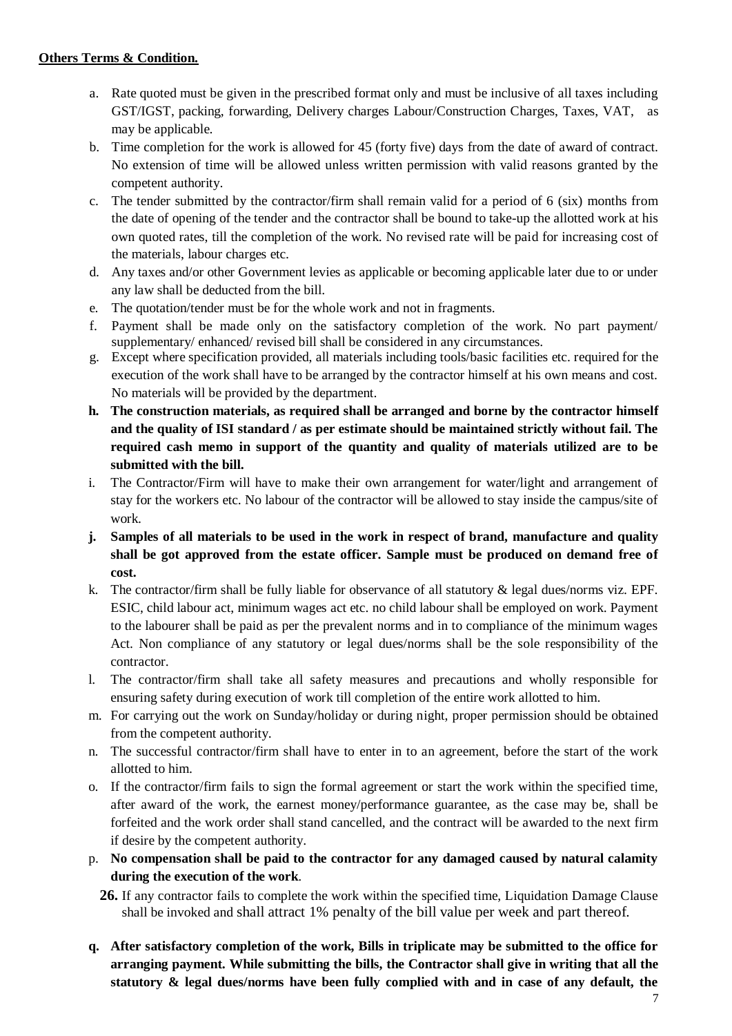**Others Terms & Condition.**

a. Rate quoted must be given in the prescribed format only and must be inclusive of all taxes including GST/IGST, packing, forwarding, Delivery charges Labour/Construction Charges, Taxes, VAT, as may be applicable.

b. Time completion for the work is allowed for 45 (forty five) days from the date of award of contract. No extension of time will be allowed unless written permission with valid reasons granted by the competent authority.

c. The tender submitted by the contractor/firm shall remain valid for a period of 6 (six) months from the date of opening of the tender and the contractor shall be bound to take-up the allotted work at his own quoted rates, till the completion of the work. No revised rate will be paid for increasing cost of the materials, labour charges etc.

d. Any taxes and/or other Government levies as applicable or becoming applicable later due to or under any law shall be deducted from the bill.

e. The quotation/tender must be for the whole work and not in fragments.

f. Payment shall be made only on the satisfactory completion of the work. No part payment/ supplementary/ enhanced/ revised bill shall be considered in any circumstances.

g. Except where specification provided, all materials including tools/basic facilities etc. required for the execution of the work shall have to be arranged by the contractor himself at his own means and cost. No materials will be provided by the department.

**h. The construction materials, as required shall be arranged and borne by the contractor himself and the quality of ISI standard / as per estimate should be maintained strictly without fail. The required cash memo in support of the quantity and quality of materials utilized are to be submitted with the bill.**

i. The Contractor/Firm will have to make their own arrangement for water/light and arrangement of stay for the workers etc. No labour of the contractor will be allowed to stay inside the campus/site of work.

**j. Samples of all materials to be used in the work in respect of brand, manufacture and quality shall be got approved from the estate officer. Sample must be produced on demand free of cost.**

k. The contractor/firm shall be fully liable for observance of all statutory & legal dues/norms viz. EPF. ESIC, child labour act, minimum wages act etc. no child labour shall be employed on work. Payment to the labourer shall be paid as per the prevalent norms and in to compliance of the minimum wages Act. Non compliance of any statutory or legal dues/norms shall be the sole responsibility of the contractor.

l. The contractor/firm shall take all safety measures and precautions and wholly responsible for ensuring safety during execution of work till completion of the entire work allotted to him.

m. For carrying out the work on Sunday/holiday or during night, proper permission should be obtained from the competent authority.

n. The successful contractor/firm shall have to enter in to an agreement, before the start of the work allotted to him.

o. If the contractor/firm fails to sign the formal agreement or start the work within the specified time, after award of the work, the earnest money/performance guarantee, as the case may be, shall be forfeited and the work order shall stand cancelled, and the contract will be awarded to the next firm if desire by the competent authority.

p. **No compensation shall be paid to the contractor for any damaged caused by natural calamity during the execution of the work**.

**26.** If any contractor fails to complete the work within the specified time, Liquidation Damage Clause shall be invoked and shall attract 1% penalty of the bill value per week and part thereof.

**q. After satisfactory completion of the work, Bills in triplicate may be submitted to the office for arranging payment. While submitting the bills, the Contractor shall give in writing that all the statutory & legal dues/norms have been fully complied with and in case of any default, the**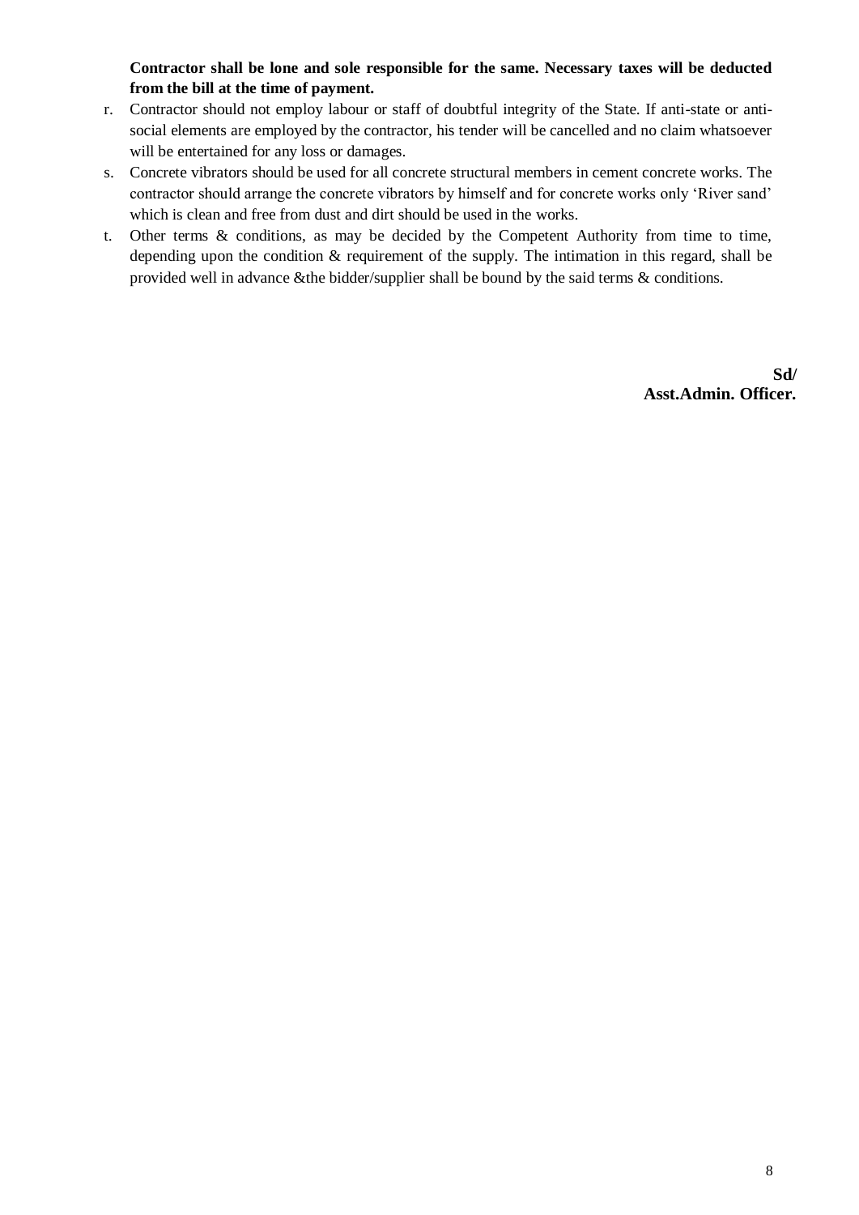**Contractor shall be lone and sole responsible for the same. Necessary taxes will be deducted from the bill at the time of payment.**

r. Contractor should not employ labour or staff of doubtful integrity of the State. If anti-state or anti-social elements are employed by the contractor, his tender will be cancelled and no claim whatsoever will be entertained for any loss or damages.
s. Concrete vibrators should be used for all concrete structural members in cement concrete works. The contractor should arrange the concrete vibrators by himself and for concrete works only 'River sand' which is clean and free from dust and dirt should be used in the works.
t. Other terms & conditions, as may be decided by the Competent Authority from time to time, depending upon the condition & requirement of the supply. The intimation in this regard, shall be provided well in advance &the bidder/supplier shall be bound by the said terms & conditions.

**Sd/**
**Asst.Admin. Officer.**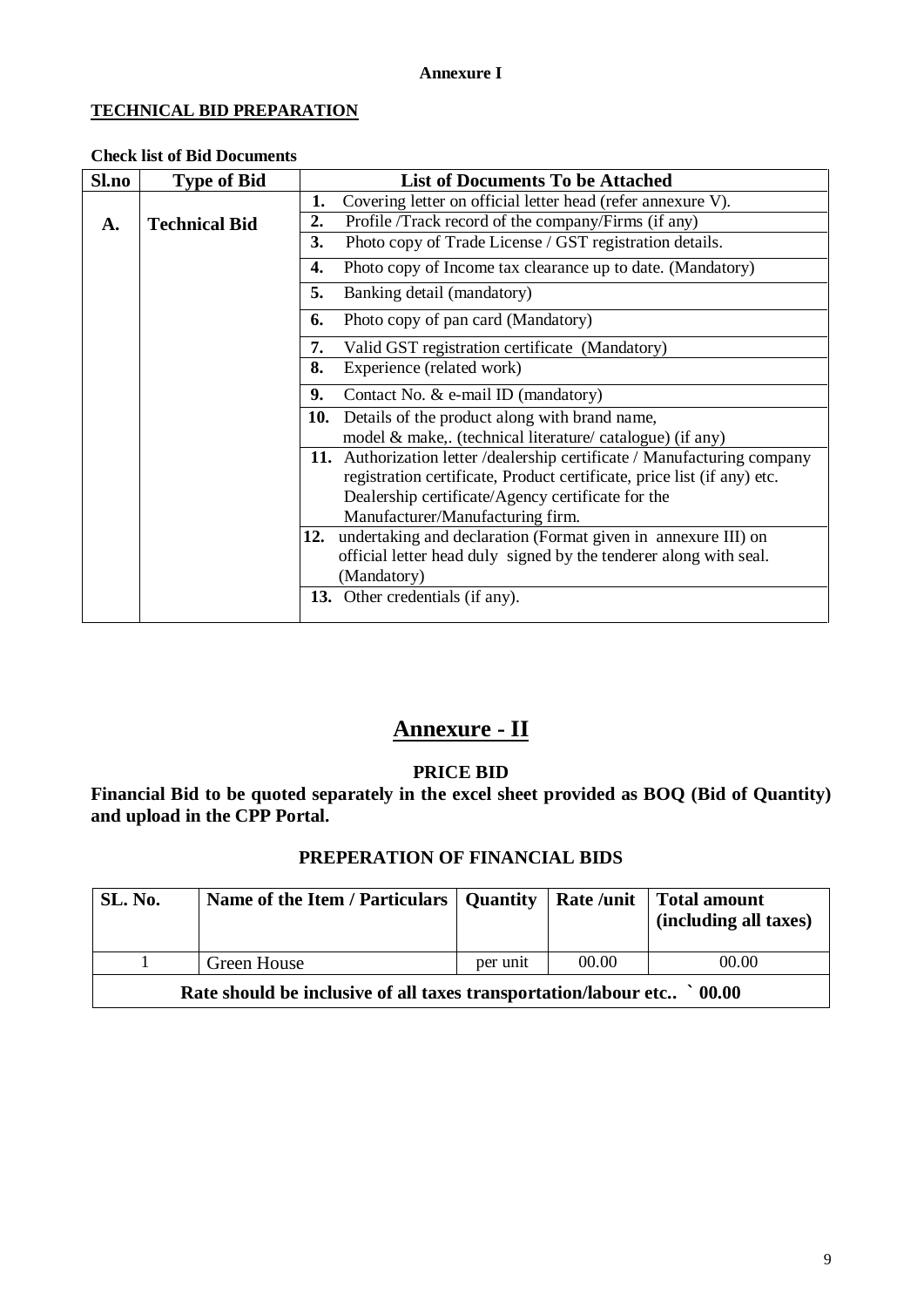**Annexure I**

**TECHNICAL BID PREPARATION**

**Check list of Bid Documents**

| Sl.no | Type of Bid | List of Documents To be Attached |
|---|---|---|
| A. | Technical Bid | 1. Covering letter on official letter head (refer annexure V). |
| | | 2. Profile /Track record of the company/Firms (if any) |
| | | 3. Photo copy of Trade License / GST registration details. |
| | | 4. Photo copy of Income tax clearance up to date. (Mandatory) |
| | | 5. Banking detail (mandatory) |
| | | 6. Photo copy of pan card (Mandatory) |
| | | 7. Valid GST registration certificate (Mandatory) |
| | | 8. Experience (related work) |
| | | 9. Contact No. & e-mail ID (mandatory) |
| | | 10. Details of the product along with brand name, model & make,. (technical literature/ catalogue) (if any) |
| | | 11. Authorization letter /dealership certificate / Manufacturing company registration certificate, Product certificate, price list (if any) etc. Dealership certificate/Agency certificate for the Manufacturer/Manufacturing firm. |
| | | 12. undertaking and declaration (Format given in annexure III) on official letter head duly signed by the tenderer along with seal. (Mandatory) |
| | | 13. Other credentials (if any). |

# Annexure - II

**PRICE BID**

**Financial Bid to be quoted separately in the excel sheet provided as BOQ (Bid of Quantity) and upload in the CPP Portal.**

**PREPERATION OF FINANCIAL BIDS**

| SL. No. | Name of the Item / Particulars | Quantity | Rate /unit | Total amount (including all taxes) |
|---|---|---|---|---|
| 1 | Green House | per unit | 00.00 | 00.00 |
| **Rate should be inclusive of all taxes transportation/labour etc.. ` 00.00** | | | | |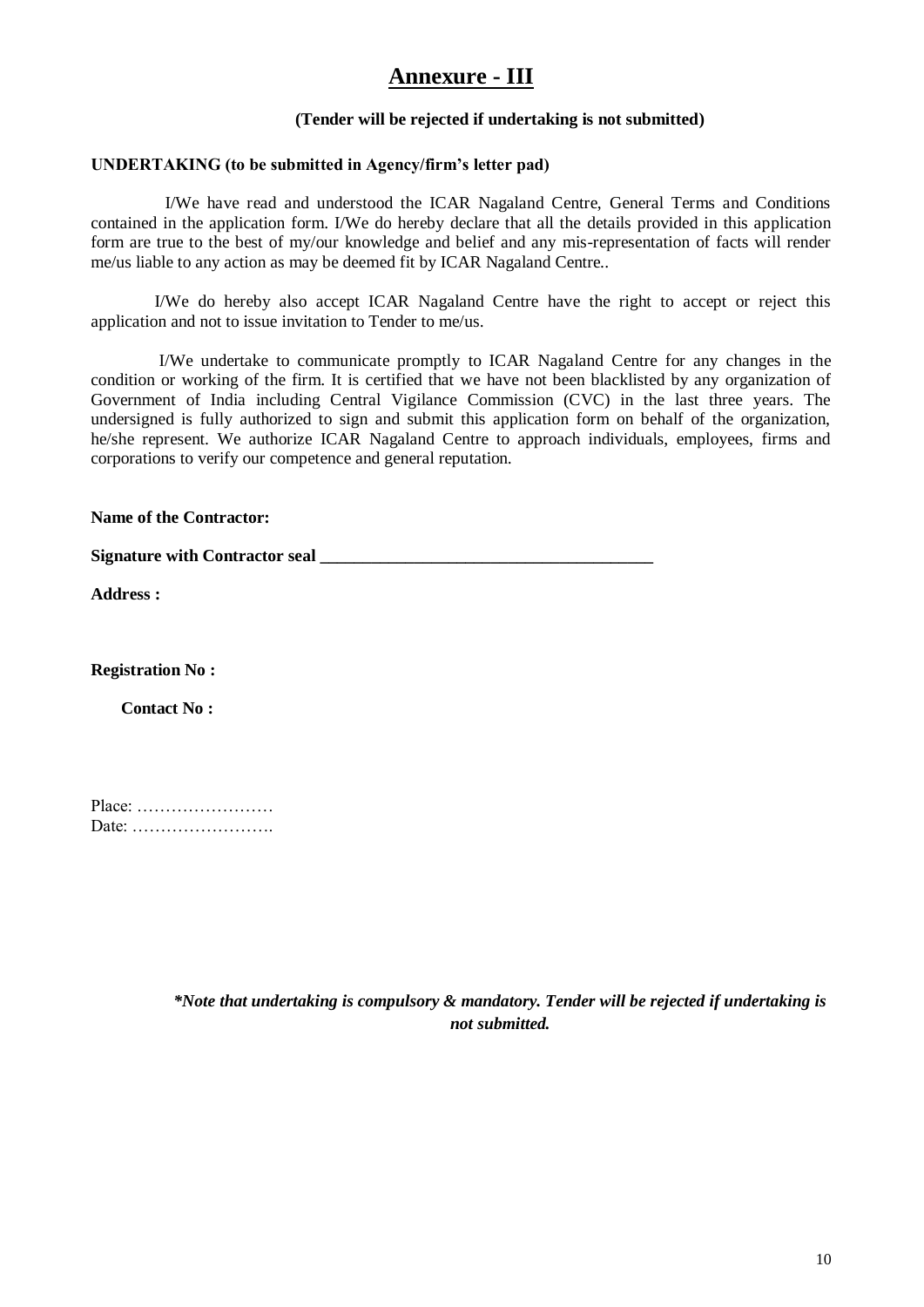# Annexure - III

**(Tender will be rejected if undertaking is not submitted)**

**UNDERTAKING (to be submitted in Agency/firm's letter pad)**

I/We have read and understood the ICAR Nagaland Centre, General Terms and Conditions contained in the application form. I/We do hereby declare that all the details provided in this application form are true to the best of my/our knowledge and belief and any mis-representation of facts will render me/us liable to any action as may be deemed fit by ICAR Nagaland Centre..

I/We do hereby also accept ICAR Nagaland Centre have the right to accept or reject this application and not to issue invitation to Tender to me/us.

I/We undertake to communicate promptly to ICAR Nagaland Centre for any changes in the condition or working of the firm. It is certified that we have not been blacklisted by any organization of Government of India including Central Vigilance Commission (CVC) in the last three years. The undersigned is fully authorized to sign and submit this application form on behalf of the organization, he/she represent. We authorize ICAR Nagaland Centre to approach individuals, employees, firms and corporations to verify our competence and general reputation.

**Name of the Contractor:**

**Signature with Contractor seal \_\_\_\_\_\_\_\_\_\_\_\_\_\_\_\_\_\_\_\_\_\_\_\_\_\_\_\_\_\_\_\_\_\_\_\_\_\_\_\_**

**Address :**

**Registration No :**

**Contact No :**

Place: ……………………

Date: …………………….

***Note that undertaking is compulsory & mandatory. Tender will be rejected if undertaking is not submitted.***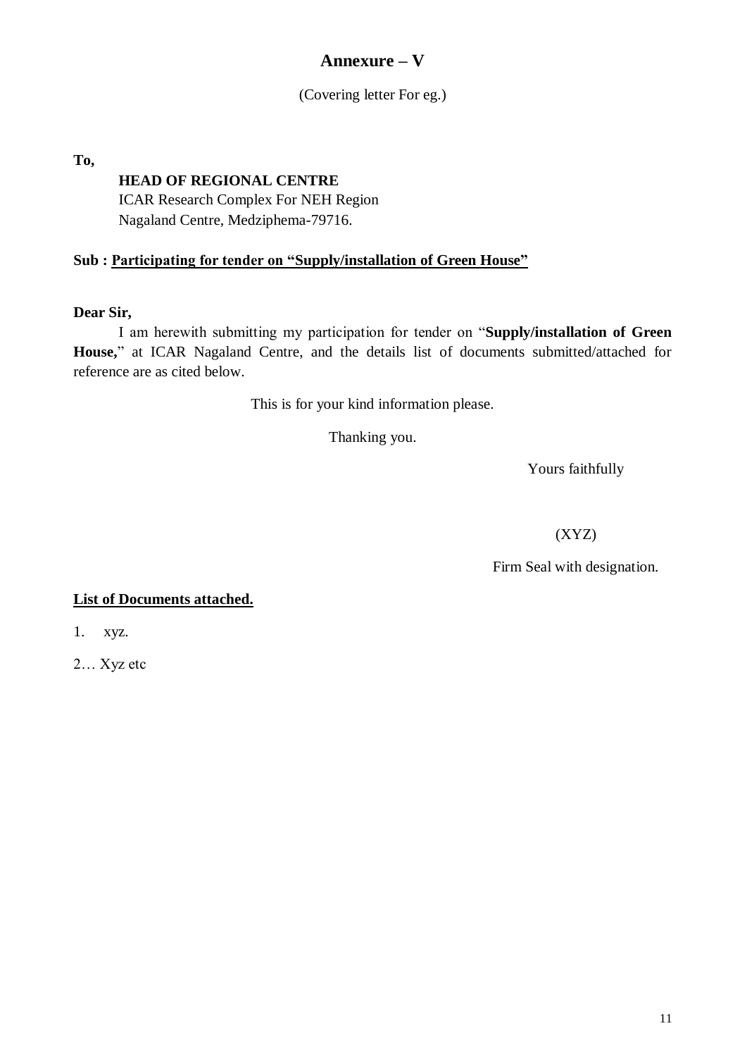## Annexure – V

(Covering letter For eg.)

**To,**

**HEAD OF REGIONAL CENTRE**
ICAR Research Complex For NEH Region
Nagaland Centre, Medziphema-79716.

**Sub : <u>Participating for tender on "Supply/installation of Green House"</u>**

**Dear Sir,**

I am herewith submitting my participation for tender on "**Supply/installation of Green House,**" at ICAR Nagaland Centre, and the details list of documents submitted/attached for reference are as cited below.

This is for your kind information please.

Thanking you.

Yours faithfully

(XYZ)

Firm Seal with designation.

**<u>List of Documents attached.</u>**

1. xyz.

2… Xyz etc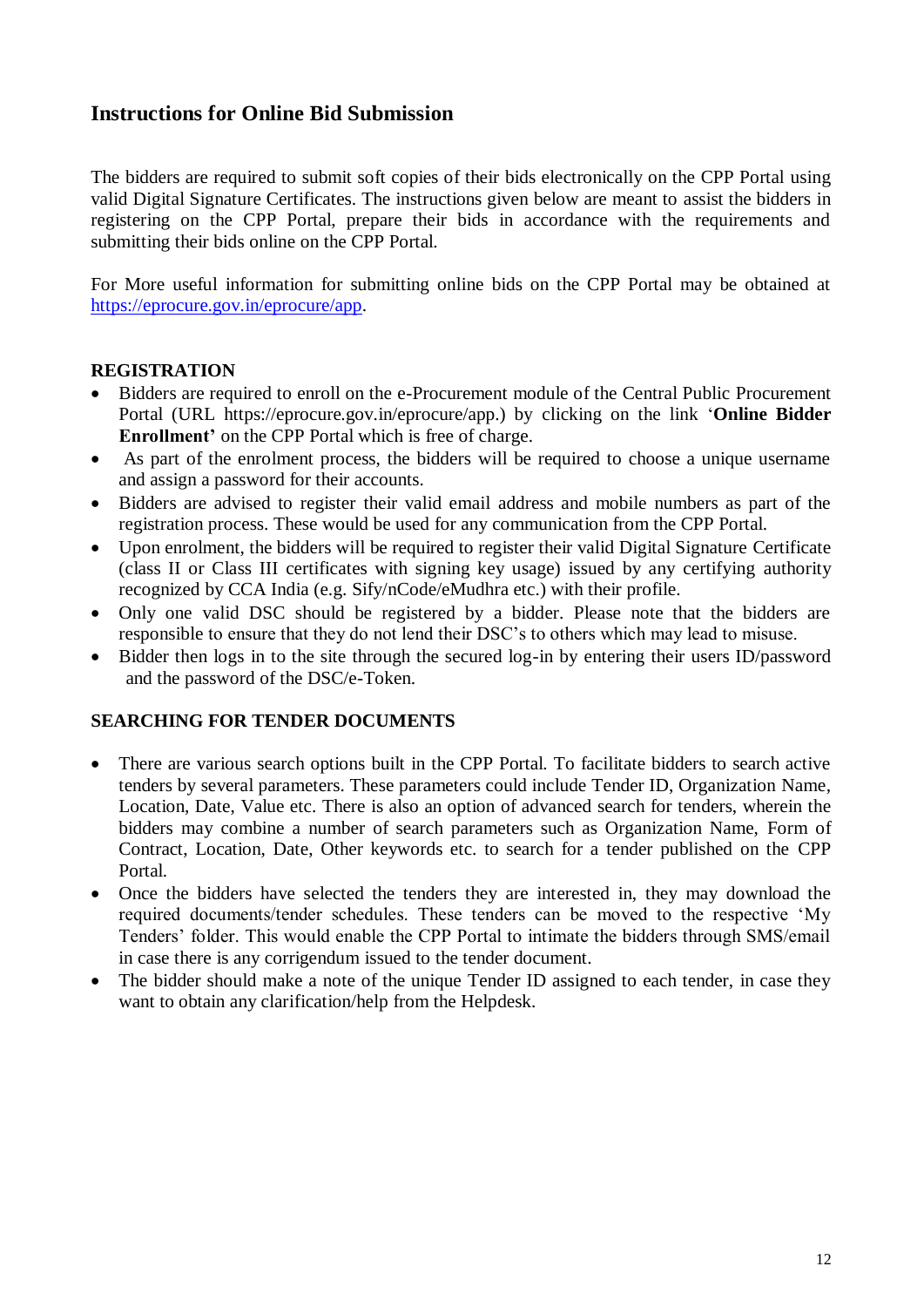## Instructions for Online Bid Submission

The bidders are required to submit soft copies of their bids electronically on the CPP Portal using valid Digital Signature Certificates. The instructions given below are meant to assist the bidders in registering on the CPP Portal, prepare their bids in accordance with the requirements and submitting their bids online on the CPP Portal.

For More useful information for submitting online bids on the CPP Portal may be obtained at [https://eprocure.gov.in/eprocure/app](https://eprocure.gov.in/eprocure/app).

### REGISTRATION

- Bidders are required to enroll on the e-Procurement module of the Central Public Procurement Portal (URL https://eprocure.gov.in/eprocure/app.) by clicking on the link '**Online Bidder Enrollment'** on the CPP Portal which is free of charge.
- As part of the enrolment process, the bidders will be required to choose a unique username and assign a password for their accounts.
- Bidders are advised to register their valid email address and mobile numbers as part of the registration process. These would be used for any communication from the CPP Portal.
- Upon enrolment, the bidders will be required to register their valid Digital Signature Certificate (class II or Class III certificates with signing key usage) issued by any certifying authority recognized by CCA India (e.g. Sify/nCode/eMudhra etc.) with their profile.
- Only one valid DSC should be registered by a bidder. Please note that the bidders are responsible to ensure that they do not lend their DSC's to others which may lead to misuse.
- Bidder then logs in to the site through the secured log-in by entering their users ID/password and the password of the DSC/e-Token.

### SEARCHING FOR TENDER DOCUMENTS

- There are various search options built in the CPP Portal. To facilitate bidders to search active tenders by several parameters. These parameters could include Tender ID, Organization Name, Location, Date, Value etc. There is also an option of advanced search for tenders, wherein the bidders may combine a number of search parameters such as Organization Name, Form of Contract, Location, Date, Other keywords etc. to search for a tender published on the CPP Portal.
- Once the bidders have selected the tenders they are interested in, they may download the required documents/tender schedules. These tenders can be moved to the respective 'My Tenders' folder. This would enable the CPP Portal to intimate the bidders through SMS/email in case there is any corrigendum issued to the tender document.
- The bidder should make a note of the unique Tender ID assigned to each tender, in case they want to obtain any clarification/help from the Helpdesk.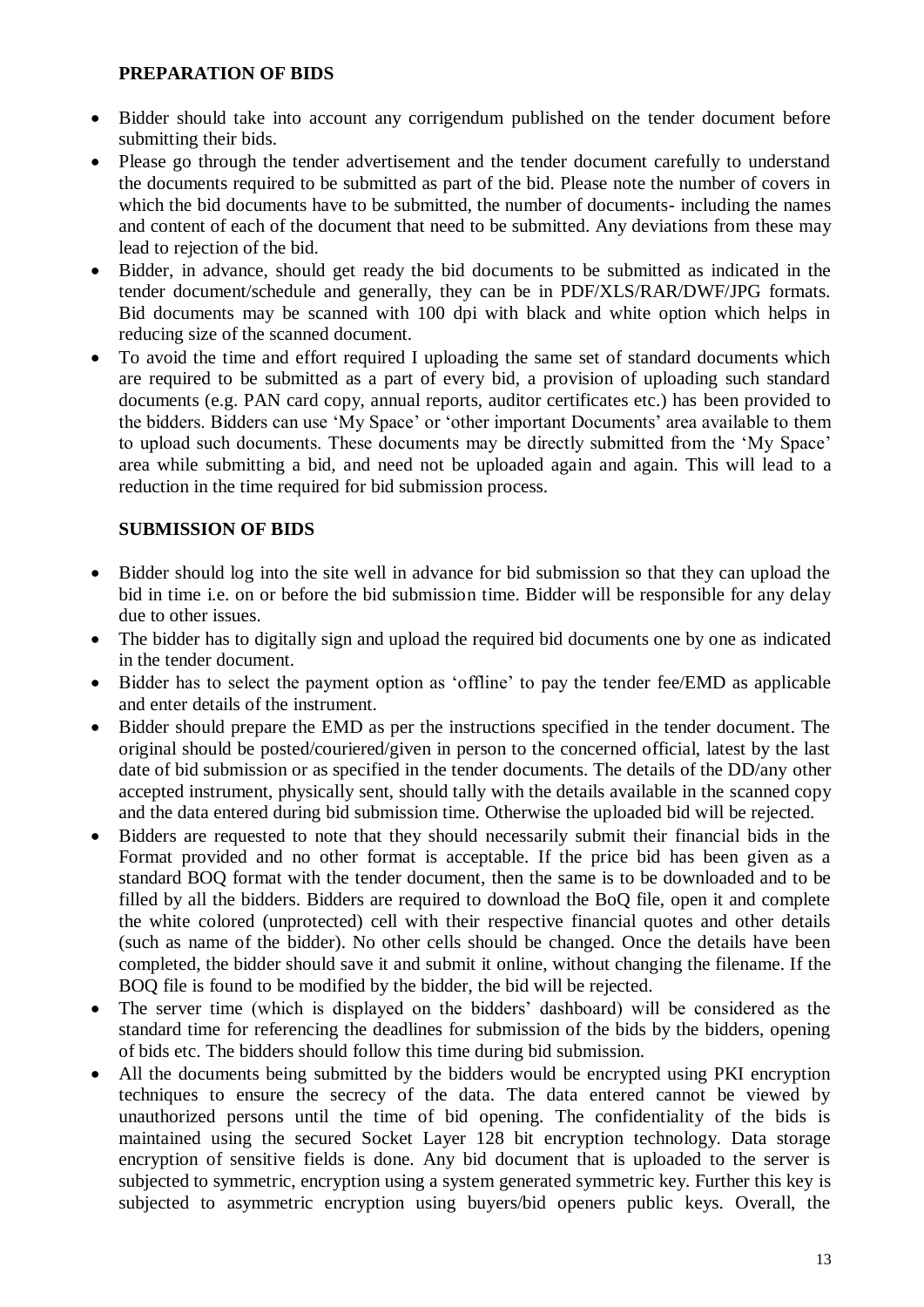**PREPARATION OF BIDS**

- Bidder should take into account any corrigendum published on the tender document before submitting their bids.
- Please go through the tender advertisement and the tender document carefully to understand the documents required to be submitted as part of the bid. Please note the number of covers in which the bid documents have to be submitted, the number of documents- including the names and content of each of the document that need to be submitted. Any deviations from these may lead to rejection of the bid.
- Bidder, in advance, should get ready the bid documents to be submitted as indicated in the tender document/schedule and generally, they can be in PDF/XLS/RAR/DWF/JPG formats. Bid documents may be scanned with 100 dpi with black and white option which helps in reducing size of the scanned document.
- To avoid the time and effort required I uploading the same set of standard documents which are required to be submitted as a part of every bid, a provision of uploading such standard documents (e.g. PAN card copy, annual reports, auditor certificates etc.) has been provided to the bidders. Bidders can use 'My Space' or 'other important Documents' area available to them to upload such documents. These documents may be directly submitted from the 'My Space' area while submitting a bid, and need not be uploaded again and again. This will lead to a reduction in the time required for bid submission process.

**SUBMISSION OF BIDS**

- Bidder should log into the site well in advance for bid submission so that they can upload the bid in time i.e. on or before the bid submission time. Bidder will be responsible for any delay due to other issues.
- The bidder has to digitally sign and upload the required bid documents one by one as indicated in the tender document.
- Bidder has to select the payment option as 'offline' to pay the tender fee/EMD as applicable and enter details of the instrument.
- Bidder should prepare the EMD as per the instructions specified in the tender document. The original should be posted/couriered/given in person to the concerned official, latest by the last date of bid submission or as specified in the tender documents. The details of the DD/any other accepted instrument, physically sent, should tally with the details available in the scanned copy and the data entered during bid submission time. Otherwise the uploaded bid will be rejected.
- Bidders are requested to note that they should necessarily submit their financial bids in the Format provided and no other format is acceptable. If the price bid has been given as a standard BOQ format with the tender document, then the same is to be downloaded and to be filled by all the bidders. Bidders are required to download the BoQ file, open it and complete the white colored (unprotected) cell with their respective financial quotes and other details (such as name of the bidder). No other cells should be changed. Once the details have been completed, the bidder should save it and submit it online, without changing the filename. If the BOQ file is found to be modified by the bidder, the bid will be rejected.
- The server time (which is displayed on the bidders' dashboard) will be considered as the standard time for referencing the deadlines for submission of the bids by the bidders, opening of bids etc. The bidders should follow this time during bid submission.
- All the documents being submitted by the bidders would be encrypted using PKI encryption techniques to ensure the secrecy of the data. The data entered cannot be viewed by unauthorized persons until the time of bid opening. The confidentiality of the bids is maintained using the secured Socket Layer 128 bit encryption technology. Data storage encryption of sensitive fields is done. Any bid document that is uploaded to the server is subjected to symmetric, encryption using a system generated symmetric key. Further this key is subjected to asymmetric encryption using buyers/bid openers public keys. Overall, the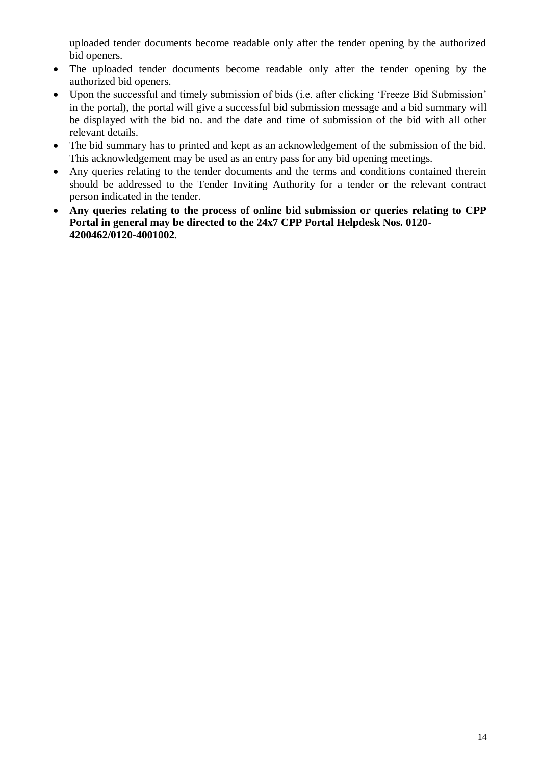uploaded tender documents become readable only after the tender opening by the authorized bid openers.

- The uploaded tender documents become readable only after the tender opening by the authorized bid openers.
- Upon the successful and timely submission of bids (i.e. after clicking 'Freeze Bid Submission' in the portal), the portal will give a successful bid submission message and a bid summary will be displayed with the bid no. and the date and time of submission of the bid with all other relevant details.
- The bid summary has to printed and kept as an acknowledgement of the submission of the bid. This acknowledgement may be used as an entry pass for any bid opening meetings.
- Any queries relating to the tender documents and the terms and conditions contained therein should be addressed to the Tender Inviting Authority for a tender or the relevant contract person indicated in the tender.
- **Any queries relating to the process of online bid submission or queries relating to CPP Portal in general may be directed to the 24x7 CPP Portal Helpdesk Nos. 0120-4200462/0120-4001002.**